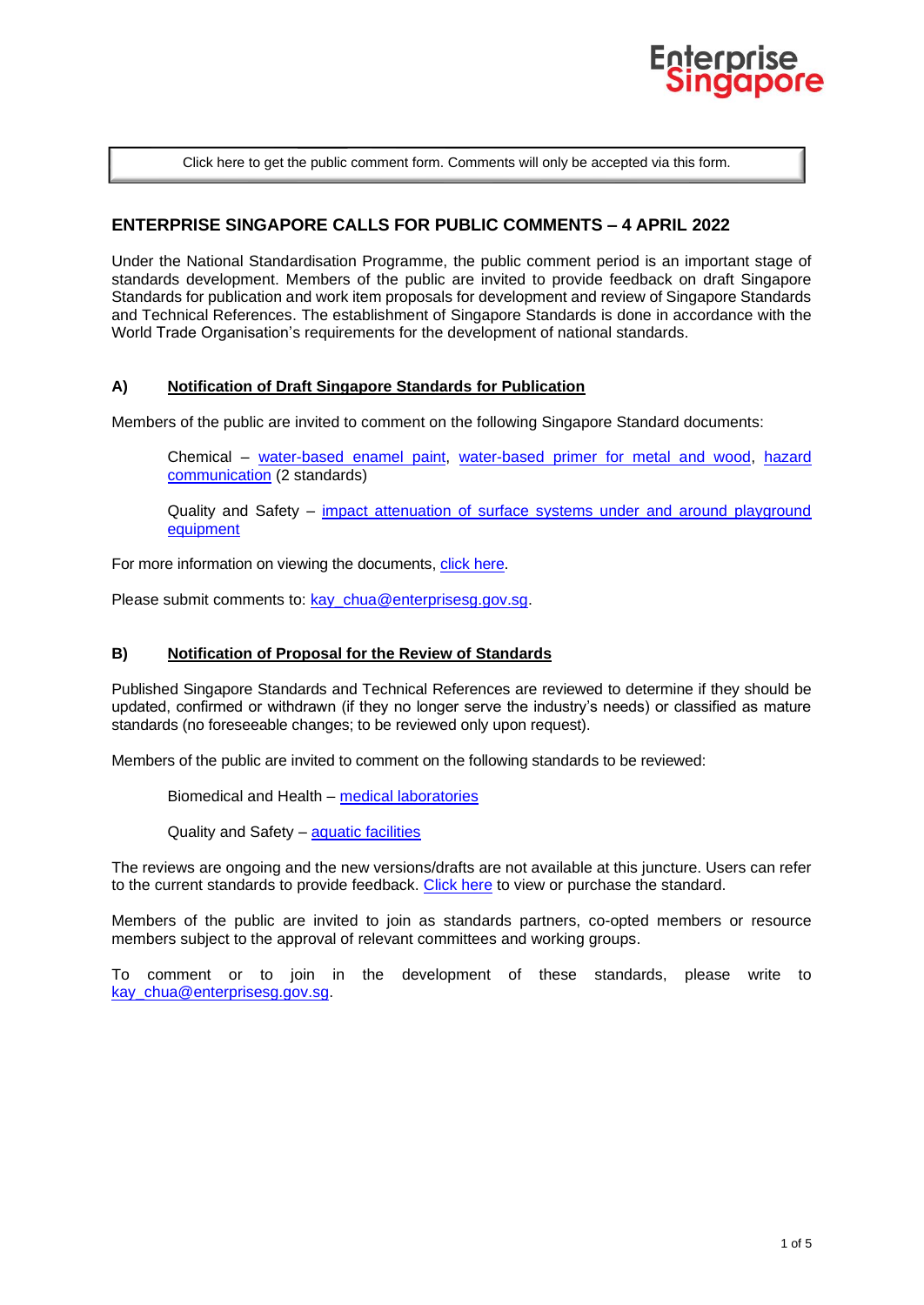Click here to get the public comment form. Comments will only be accepted via this form.

## ENTERPRISE SINGAPORE CALLS FOR PUBLIC COMMENTS – 4 APRIL 2022

Under the National Standardisation Programme, the public comment period is an important stage of standards development. Members of the public are invited to provide feedback on draft Singapore Standards for publication and work item proposals for development and review of Singapore Standards and Technical References. The establishment of Singapore Standards is done in accordance with the World Trade Organisation's requirements for the development of national standards.

### A) Notification of Draft Singapore Standards for Publication

Members of the public are invited to comment on the following Singapore Standard documents:

Chemical – water-based enamel paint, water-based primer for metal and wood, hazard communication (2 standards)

Quality and Safety – impact attenuation of surface systems under and around playground equipment

For more information on viewing the documents, click here.

Please submit comments to: kay_chua@enterprisesg.gov.sg.

### B) Notification of Proposal for the Review of Standards

Published Singapore Standards and Technical References are reviewed to determine if they should be updated, confirmed or withdrawn (if they no longer serve the industry's needs) or classified as mature standards (no foreseeable changes; to be reviewed only upon request).

Members of the public are invited to comment on the following standards to be reviewed:

Biomedical and Health – medical laboratories

Quality and Safety – aquatic facilities

The reviews are ongoing and the new versions/drafts are not available at this juncture. Users can refer to the current standards to provide feedback. Click here to view or purchase the standard.

Members of the public are invited to join as standards partners, co-opted members or resource members subject to the approval of relevant committees and working groups.

To comment or to join in the development of these standards, please write to kay_chua@enterprisesg.gov.sg.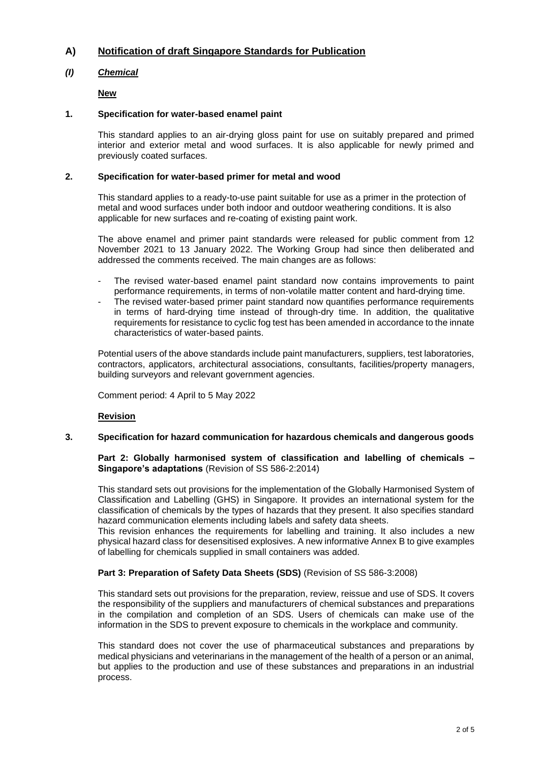## A) Notification of draft Singapore Standards for Publication

### *(I) Chemical*

**New**

**1. Specification for water-based enamel paint**

This standard applies to an air-drying gloss paint for use on suitably prepared and primed interior and exterior metal and wood surfaces. It is also applicable for newly primed and previously coated surfaces.

**2. Specification for water-based primer for metal and wood**

This standard applies to a ready-to-use paint suitable for use as a primer in the protection of metal and wood surfaces under both indoor and outdoor weathering conditions. It is also applicable for new surfaces and re-coating of existing paint work.

The above enamel and primer paint standards were released for public comment from 12 November 2021 to 13 January 2022. The Working Group had since then deliberated and addressed the comments received. The main changes are as follows:

- The revised water-based enamel paint standard now contains improvements to paint performance requirements, in terms of non-volatile matter content and hard-drying time.
- The revised water-based primer paint standard now quantifies performance requirements in terms of hard-drying time instead of through-dry time. In addition, the qualitative requirements for resistance to cyclic fog test has been amended in accordance to the innate characteristics of water-based paints.

Potential users of the above standards include paint manufacturers, suppliers, test laboratories, contractors, applicators, architectural associations, consultants, facilities/property managers, building surveyors and relevant government agencies.

Comment period: 4 April to 5 May 2022

**Revision**

**3. Specification for hazard communication for hazardous chemicals and dangerous goods**

**Part 2: Globally harmonised system of classification and labelling of chemicals – Singapore's adaptations** (Revision of SS 586-2:2014)

This standard sets out provisions for the implementation of the Globally Harmonised System of Classification and Labelling (GHS) in Singapore. It provides an international system for the classification of chemicals by the types of hazards that they present. It also specifies standard hazard communication elements including labels and safety data sheets.
This revision enhances the requirements for labelling and training. It also includes a new physical hazard class for desensitised explosives. A new informative Annex B to give examples of labelling for chemicals supplied in small containers was added.

**Part 3: Preparation of Safety Data Sheets (SDS)** (Revision of SS 586-3:2008)

This standard sets out provisions for the preparation, review, reissue and use of SDS. It covers the responsibility of the suppliers and manufacturers of chemical substances and preparations in the compilation and completion of an SDS. Users of chemicals can make use of the information in the SDS to prevent exposure to chemicals in the workplace and community.

This standard does not cover the use of pharmaceutical substances and preparations by medical physicians and veterinarians in the management of the health of a person or an animal, but applies to the production and use of these substances and preparations in an industrial process.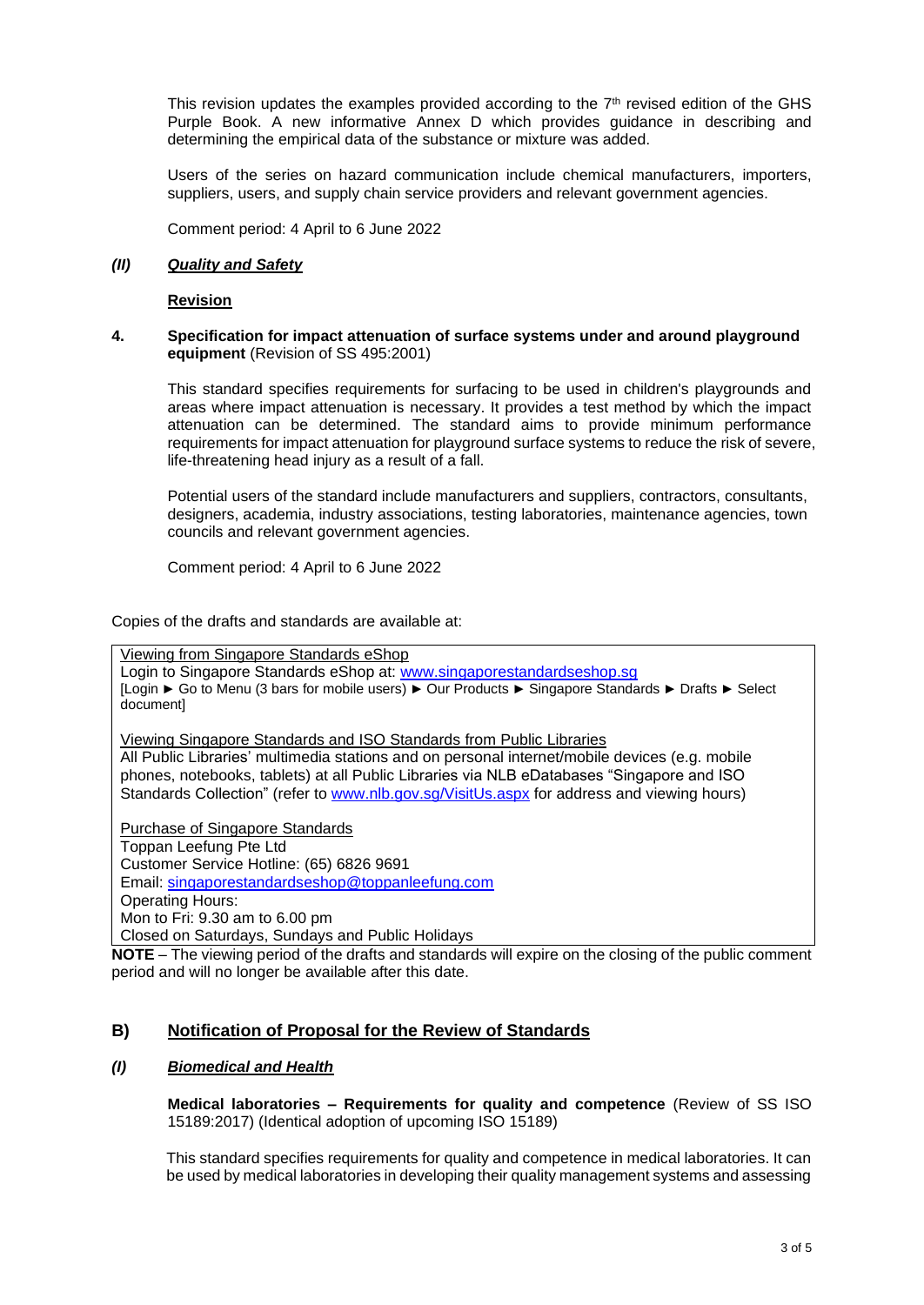This revision updates the examples provided according to the 7th revised edition of the GHS Purple Book. A new informative Annex D which provides guidance in describing and determining the empirical data of the substance or mixture was added.

Users of the series on hazard communication include chemical manufacturers, importers, suppliers, users, and supply chain service providers and relevant government agencies.

Comment period: 4 April to 6 June 2022

### *(II)* ***Quality and Safety***

**Revision**

**4. Specification for impact attenuation of surface systems under and around playground equipment** (Revision of SS 495:2001)

This standard specifies requirements for surfacing to be used in children's playgrounds and areas where impact attenuation is necessary. It provides a test method by which the impact attenuation can be determined. The standard aims to provide minimum performance requirements for impact attenuation for playground surface systems to reduce the risk of severe, life-threatening head injury as a result of a fall.

Potential users of the standard include manufacturers and suppliers, contractors, consultants, designers, academia, industry associations, testing laboratories, maintenance agencies, town councils and relevant government agencies.

Comment period: 4 April to 6 June 2022

Copies of the drafts and standards are available at:

Viewing from Singapore Standards eShop
Login to Singapore Standards eShop at: www.singaporestandardseshop.sg
[Login ► Go to Menu (3 bars for mobile users) ► Our Products ► Singapore Standards ► Drafts ► Select document]

Viewing Singapore Standards and ISO Standards from Public Libraries
All Public Libraries' multimedia stations and on personal internet/mobile devices (e.g. mobile phones, notebooks, tablets) at all Public Libraries via NLB eDatabases "Singapore and ISO Standards Collection" (refer to www.nlb.gov.sg/VisitUs.aspx for address and viewing hours)

Purchase of Singapore Standards
Toppan Leefung Pte Ltd
Customer Service Hotline: (65) 6826 9691
Email: singaporestandardseshop@toppanleefung.com
Operating Hours:
Mon to Fri: 9.30 am to 6.00 pm
Closed on Saturdays, Sundays and Public Holidays

**NOTE** – The viewing period of the drafts and standards will expire on the closing of the public comment period and will no longer be available after this date.

## B) Notification of Proposal for the Review of Standards

### *(I)* ***Biomedical and Health***

**Medical laboratories – Requirements for quality and competence** (Review of SS ISO 15189:2017) (Identical adoption of upcoming ISO 15189)

This standard specifies requirements for quality and competence in medical laboratories. It can be used by medical laboratories in developing their quality management systems and assessing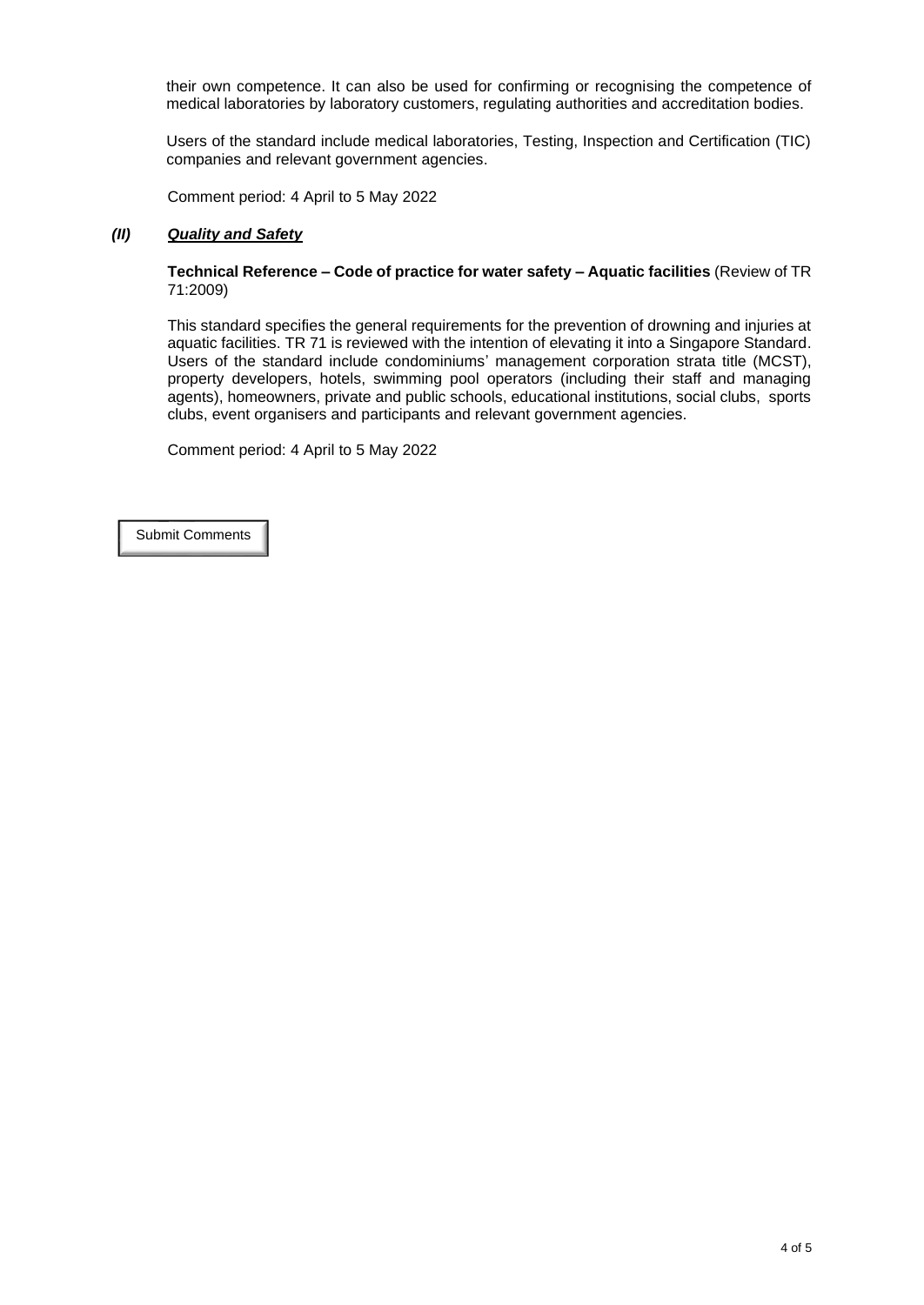their own competence. It can also be used for confirming or recognising the competence of medical laboratories by laboratory customers, regulating authorities and accreditation bodies.

Users of the standard include medical laboratories, Testing, Inspection and Certification (TIC) companies and relevant government agencies.

Comment period: 4 April to 5 May 2022

### *(II)* ***Quality and Safety***

**Technical Reference – Code of practice for water safety – Aquatic facilities** (Review of TR 71:2009)

This standard specifies the general requirements for the prevention of drowning and injuries at aquatic facilities. TR 71 is reviewed with the intention of elevating it into a Singapore Standard. Users of the standard include condominiums' management corporation strata title (MCST), property developers, hotels, swimming pool operators (including their staff and managing agents), homeowners, private and public schools, educational institutions, social clubs, sports clubs, event organisers and participants and relevant government agencies.

Comment period: 4 April to 5 May 2022

Submit Comments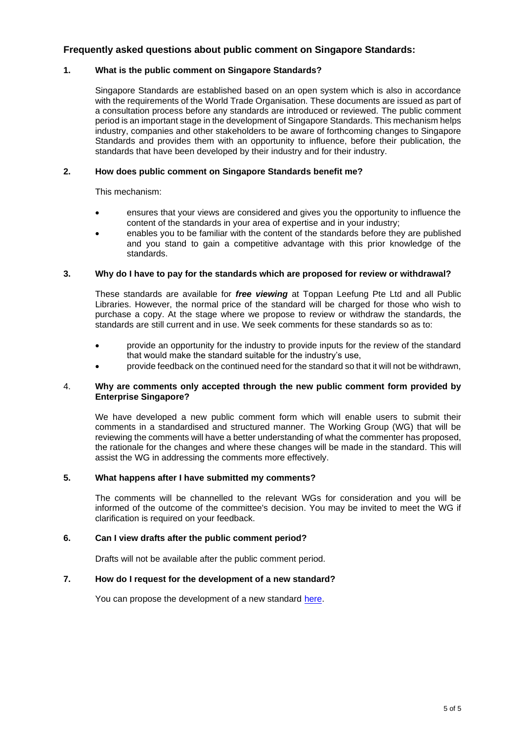## Frequently asked questions about public comment on Singapore Standards:

### 1. What is the public comment on Singapore Standards?

Singapore Standards are established based on an open system which is also in accordance with the requirements of the World Trade Organisation. These documents are issued as part of a consultation process before any standards are introduced or reviewed. The public comment period is an important stage in the development of Singapore Standards. This mechanism helps industry, companies and other stakeholders to be aware of forthcoming changes to Singapore Standards and provides them with an opportunity to influence, before their publication, the standards that have been developed by their industry and for their industry.

### 2. How does public comment on Singapore Standards benefit me?

This mechanism:

- ensures that your views are considered and gives you the opportunity to influence the content of the standards in your area of expertise and in your industry;
- enables you to be familiar with the content of the standards before they are published and you stand to gain a competitive advantage with this prior knowledge of the standards.

### 3. Why do I have to pay for the standards which are proposed for review or withdrawal?

These standards are available for ***free viewing*** at Toppan Leefung Pte Ltd and all Public Libraries. However, the normal price of the standard will be charged for those who wish to purchase a copy. At the stage where we propose to review or withdraw the standards, the standards are still current and in use. We seek comments for these standards so as to:

- provide an opportunity for the industry to provide inputs for the review of the standard that would make the standard suitable for the industry's use,
- provide feedback on the continued need for the standard so that it will not be withdrawn,

### 4. Why are comments only accepted through the new public comment form provided by Enterprise Singapore?

We have developed a new public comment form which will enable users to submit their comments in a standardised and structured manner. The Working Group (WG) that will be reviewing the comments will have a better understanding of what the commenter has proposed, the rationale for the changes and where these changes will be made in the standard. This will assist the WG in addressing the comments more effectively.

### 5. What happens after I have submitted my comments?

The comments will be channelled to the relevant WGs for consideration and you will be informed of the outcome of the committee's decision. You may be invited to meet the WG if clarification is required on your feedback.

### 6. Can I view drafts after the public comment period?

Drafts will not be available after the public comment period.

### 7. How do I request for the development of a new standard?

You can propose the development of a new standard here.